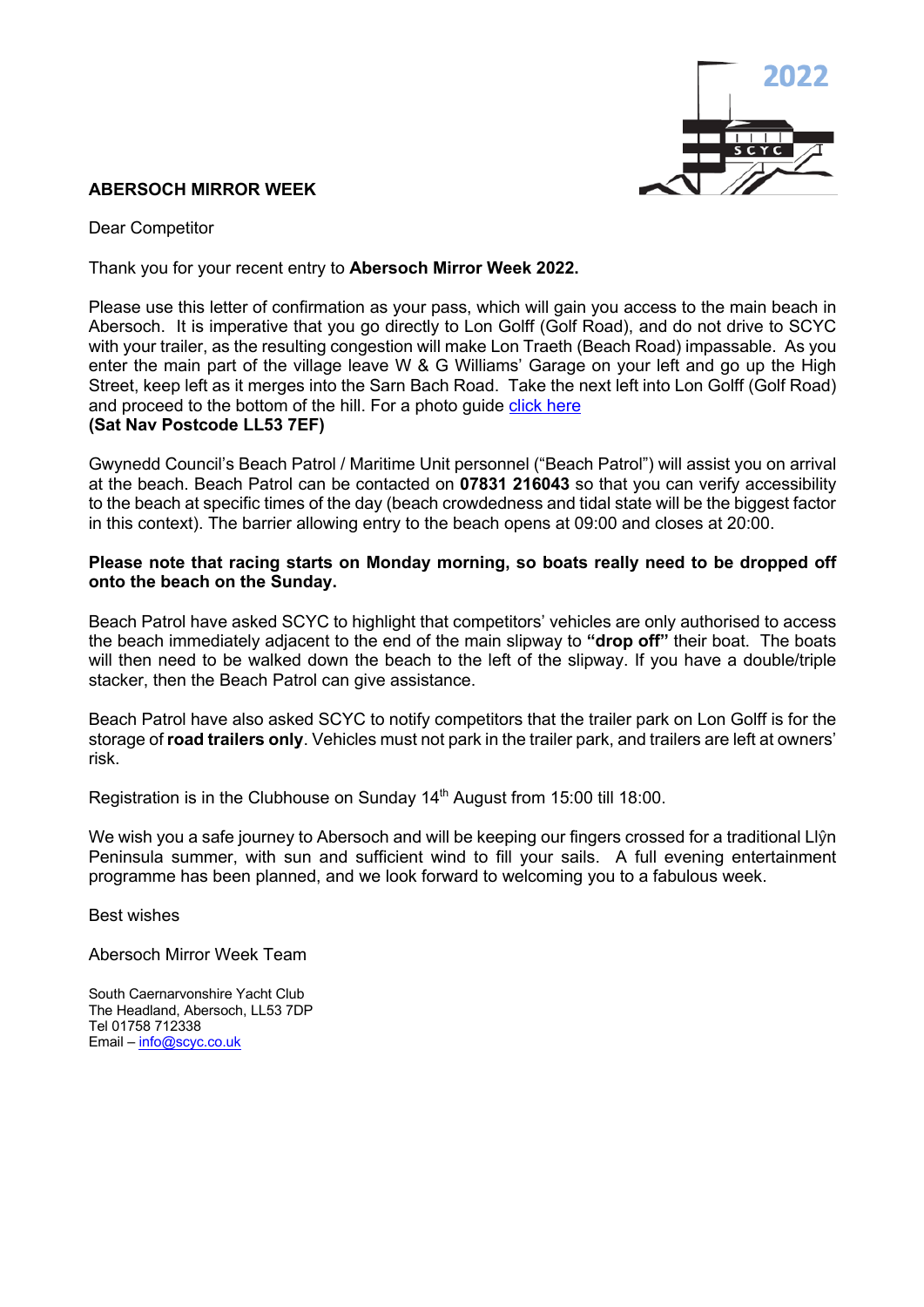2022

SCYC

**ABERSOCH MIRROR WEEK**

Dear Competitor

Thank you for your recent entry to **Abersoch Mirror Week 2022.**

Please use this letter of confirmation as your pass, which will gain you access to the main beach in Abersoch. It is imperative that you go directly to Lon Golff (Golf Road), and do not drive to SCYC with your trailer, as the resulting congestion will make Lon Traeth (Beach Road) impassable. As you enter the main part of the village leave W & G Williams' Garage on your left and go up the High Street, keep left as it merges into the Sarn Bach Road. Take the next left into Lon Golff (Golf Road) and proceed to the bottom of the hill. For a photo guide [click here](#)
**(Sat Nav Postcode LL53 7EF)**

Gwynedd Council's Beach Patrol / Maritime Unit personnel ("Beach Patrol") will assist you on arrival at the beach. Beach Patrol can be contacted on **07831 216043** so that you can verify accessibility to the beach at specific times of the day (beach crowdedness and tidal state will be the biggest factor in this context). The barrier allowing entry to the beach opens at 09:00 and closes at 20:00.

**Please note that racing starts on Monday morning, so boats really need to be dropped off onto the beach on the Sunday.**

Beach Patrol have asked SCYC to highlight that competitors' vehicles are only authorised to access the beach immediately adjacent to the end of the main slipway to **"drop off"** their boat. The boats will then need to be walked down the beach to the left of the slipway. If you have a double/triple stacker, then the Beach Patrol can give assistance.

Beach Patrol have also asked SCYC to notify competitors that the trailer park on Lon Golff is for the storage of **road trailers only**. Vehicles must not park in the trailer park, and trailers are left at owners' risk.

Registration is in the Clubhouse on Sunday 14th August from 15:00 till 18:00.

We wish you a safe journey to Abersoch and will be keeping our fingers crossed for a traditional Llŷn Peninsula summer, with sun and sufficient wind to fill your sails. A full evening entertainment programme has been planned, and we look forward to welcoming you to a fabulous week.

Best wishes

Abersoch Mirror Week Team

South Caernarvonshire Yacht Club
The Headland, Abersoch, LL53 7DP
Tel 01758 712338
Email – info@scyc.co.uk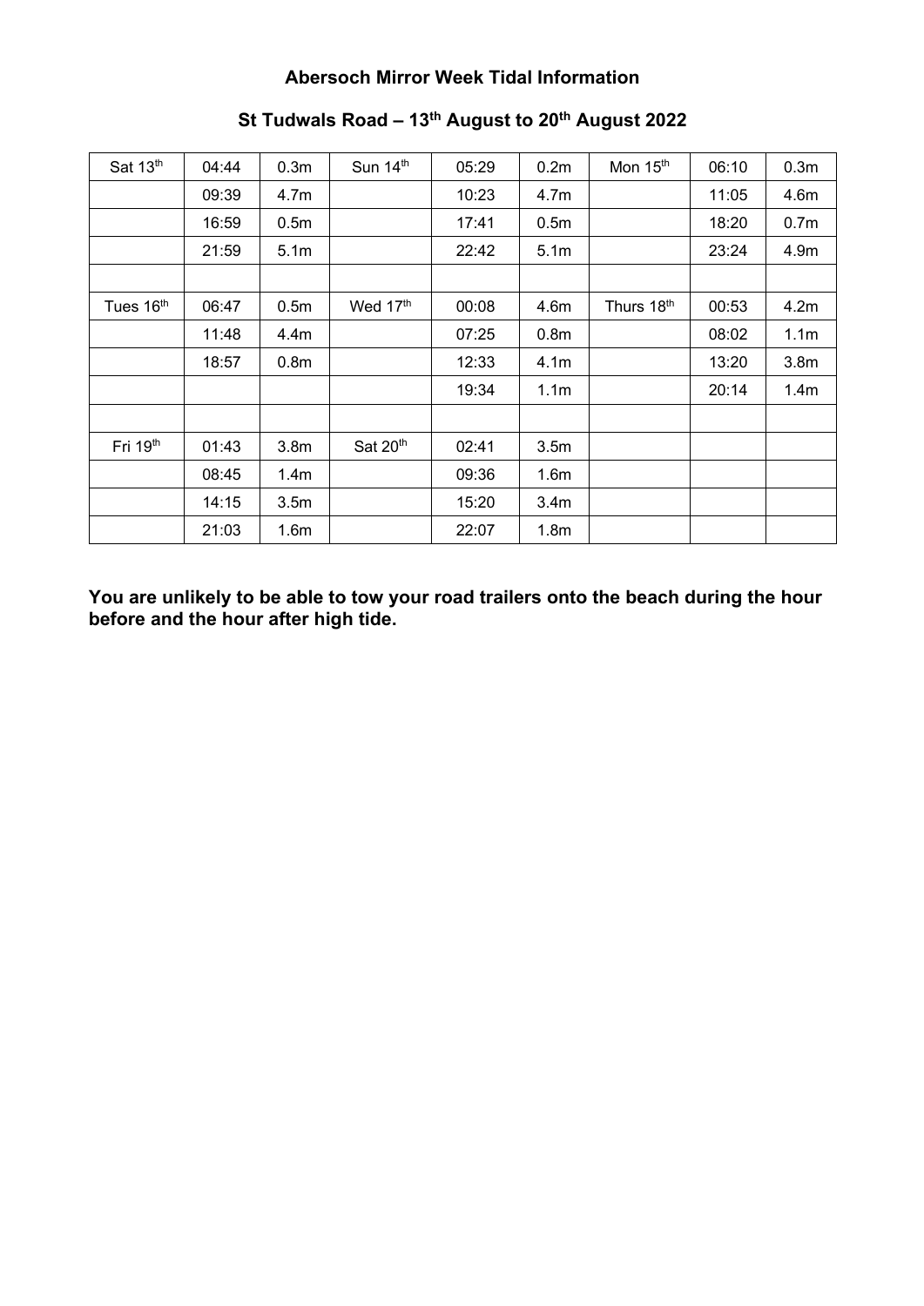**Abersoch Mirror Week Tidal Information**

**St Tudwals Road – 13th August to 20th August 2022**

| | | | | | | | | |
|---|---|---|---|---|---|---|---|---|
| Sat 13th | 04:44 | 0.3m | Sun 14th | 05:29 | 0.2m | Mon 15th | 06:10 | 0.3m |
| | 09:39 | 4.7m | | 10:23 | 4.7m | | 11:05 | 4.6m |
| | 16:59 | 0.5m | | 17:41 | 0.5m | | 18:20 | 0.7m |
| | 21:59 | 5.1m | | 22:42 | 5.1m | | 23:24 | 4.9m |
| | | | | | | | | |
| Tues 16th | 06:47 | 0.5m | Wed 17th | 00:08 | 4.6m | Thurs 18th | 00:53 | 4.2m |
| | 11:48 | 4.4m | | 07:25 | 0.8m | | 08:02 | 1.1m |
| | 18:57 | 0.8m | | 12:33 | 4.1m | | 13:20 | 3.8m |
| | | | | 19:34 | 1.1m | | 20:14 | 1.4m |
| | | | | | | | | |
| Fri 19th | 01:43 | 3.8m | Sat 20th | 02:41 | 3.5m | | | |
| | 08:45 | 1.4m | | 09:36 | 1.6m | | | |
| | 14:15 | 3.5m | | 15:20 | 3.4m | | | |
| | 21:03 | 1.6m | | 22:07 | 1.8m | | | |

**You are unlikely to be able to tow your road trailers onto the beach during the hour before and the hour after high tide.**